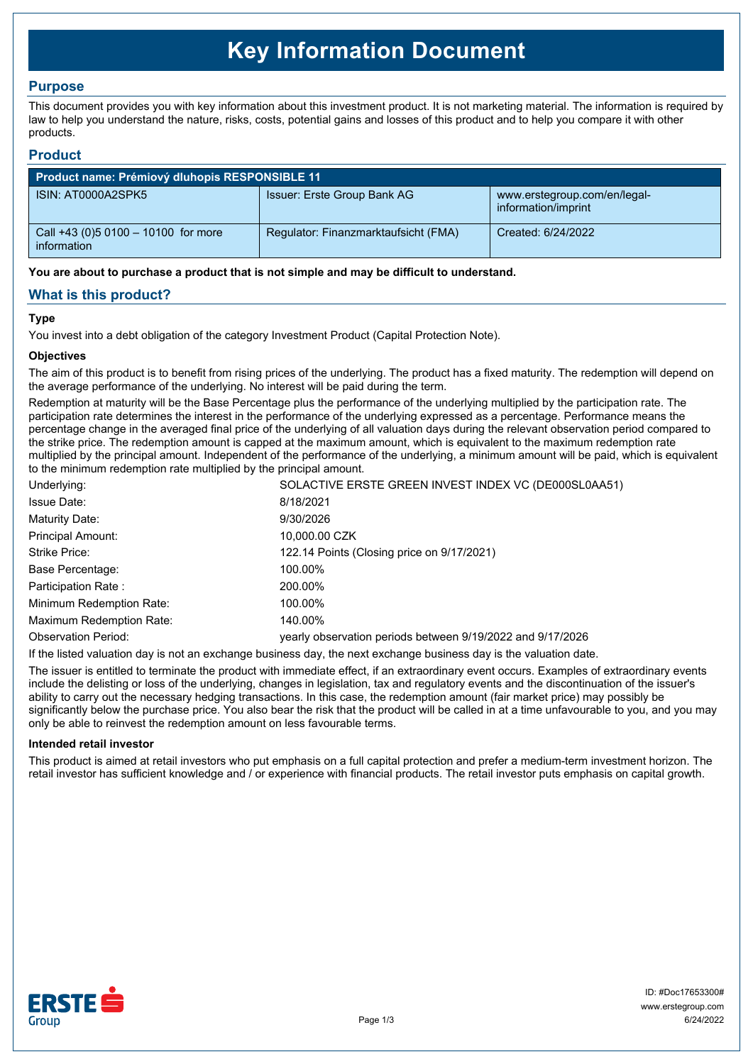# Key Information Document

## Purpose

This document provides you with key information about this investment product. It is not marketing material. The information is required by law to help you understand the nature, risks, costs, potential gains and losses of this product and to help you compare it with other products.

## Product

| Product name: Prémiový dluhopis RESPONSIBLE 11 | | |
|---|---|---|
| ISIN: AT0000A2SPK5 | Issuer: Erste Group Bank AG | www.erstegroup.com/en/legal-information/imprint |
| Call +43 (0)5 0100 – 10100 for more information | Regulator: Finanzmarktaufsicht (FMA) | Created: 6/24/2022 |

**You are about to purchase a product that is not simple and may be difficult to understand.**

## What is this product?

### Type

You invest into a debt obligation of the category Investment Product (Capital Protection Note).

### Objectives

The aim of this product is to benefit from rising prices of the underlying. The product has a fixed maturity. The redemption will depend on the average performance of the underlying. No interest will be paid during the term.

Redemption at maturity will be the Base Percentage plus the performance of the underlying multiplied by the participation rate. The participation rate determines the interest in the performance of the underlying expressed as a percentage. Performance means the percentage change in the averaged final price of the underlying of all valuation days during the relevant observation period compared to the strike price. The redemption amount is capped at the maximum amount, which is equivalent to the maximum redemption rate multiplied by the principal amount. Independent of the performance of the underlying, a minimum amount will be paid, which is equivalent to the minimum redemption rate multiplied by the principal amount.

| | |
|---|---|
| Underlying: | SOLACTIVE ERSTE GREEN INVEST INDEX VC (DE000SL0AA51) |
| Issue Date: | 8/18/2021 |
| Maturity Date: | 9/30/2026 |
| Principal Amount: | 10,000.00 CZK |
| Strike Price: | 122.14 Points (Closing price on 9/17/2021) |
| Base Percentage: | 100.00% |
| Participation Rate : | 200.00% |
| Minimum Redemption Rate: | 100.00% |
| Maximum Redemption Rate: | 140.00% |
| Observation Period: | yearly observation periods between 9/19/2022 and 9/17/2026 |

If the listed valuation day is not an exchange business day, the next exchange business day is the valuation date.

The issuer is entitled to terminate the product with immediate effect, if an extraordinary event occurs. Examples of extraordinary events include the delisting or loss of the underlying, changes in legislation, tax and regulatory events and the discontinuation of the issuer's ability to carry out the necessary hedging transactions. In this case, the redemption amount (fair market price) may possibly be significantly below the purchase price. You also bear the risk that the product will be called in at a time unfavourable to you, and you may only be able to reinvest the redemption amount on less favourable terms.

### Intended retail investor

This product is aimed at retail investors who put emphasis on a full capital protection and prefer a medium-term investment horizon. The retail investor has sufficient knowledge and / or experience with financial products. The retail investor puts emphasis on capital growth.

ID: #Doc17653300#
www.erstegroup.com
6/24/2022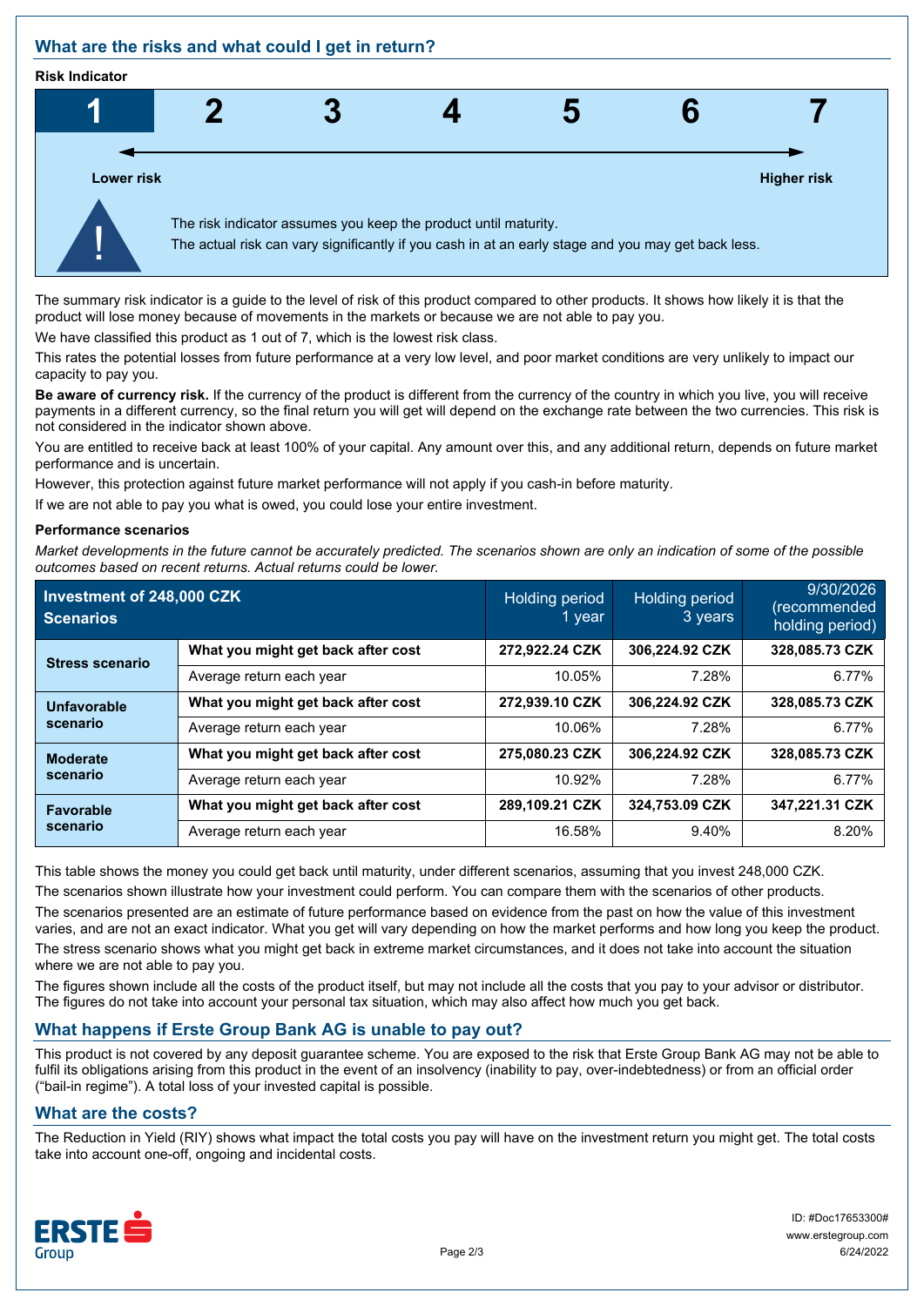## What are the risks and what could I get in return?

**Risk Indicator**

| 1 | 2 | 3 | 4 | 5 | 6 | 7 |
|---|---|---|---|---|---|---|

Lower risk — Higher risk

The risk indicator assumes you keep the product until maturity.
The actual risk can vary significantly if you cash in at an early stage and you may get back less.

The summary risk indicator is a guide to the level of risk of this product compared to other products. It shows how likely it is that the product will lose money because of movements in the markets or because we are not able to pay you.

We have classified this product as 1 out of 7, which is the lowest risk class.

This rates the potential losses from future performance at a very low level, and poor market conditions are very unlikely to impact our capacity to pay you.

**Be aware of currency risk.** If the currency of the product is different from the currency of the country in which you live, you will receive payments in a different currency, so the final return you will get will depend on the exchange rate between the two currencies. This risk is not considered in the indicator shown above.

You are entitled to receive back at least 100% of your capital. Any amount over this, and any additional return, depends on future market performance and is uncertain.

However, this protection against future market performance will not apply if you cash-in before maturity.

If we are not able to pay you what is owed, you could lose your entire investment.

**Performance scenarios**

*Market developments in the future cannot be accurately predicted. The scenarios shown are only an indication of some of the possible outcomes based on recent returns. Actual returns could be lower.*

| Investment of 248,000 CZK Scenarios | | Holding period 1 year | Holding period 3 years | 9/30/2026 (recommended holding period) |
|---|---|---|---|---|
| **Stress scenario** | **What you might get back after cost** | **272,922.24 CZK** | **306,224.92 CZK** | **328,085.73 CZK** |
| | Average return each year | 10.05% | 7.28% | 6.77% |
| **Unfavorable scenario** | **What you might get back after cost** | **272,939.10 CZK** | **306,224.92 CZK** | **328,085.73 CZK** |
| | Average return each year | 10.06% | 7.28% | 6.77% |
| **Moderate scenario** | **What you might get back after cost** | **275,080.23 CZK** | **306,224.92 CZK** | **328,085.73 CZK** |
| | Average return each year | 10.92% | 7.28% | 6.77% |
| **Favorable scenario** | **What you might get back after cost** | **289,109.21 CZK** | **324,753.09 CZK** | **347,221.31 CZK** |
| | Average return each year | 16.58% | 9.40% | 8.20% |

This table shows the money you could get back until maturity, under different scenarios, assuming that you invest 248,000 CZK.

The scenarios shown illustrate how your investment could perform. You can compare them with the scenarios of other products.

The scenarios presented are an estimate of future performance based on evidence from the past on how the value of this investment varies, and are not an exact indicator. What you get will vary depending on how the market performs and how long you keep the product.

The stress scenario shows what you might get back in extreme market circumstances, and it does not take into account the situation where we are not able to pay you.

The figures shown include all the costs of the product itself, but may not include all the costs that you pay to your advisor or distributor. The figures do not take into account your personal tax situation, which may also affect how much you get back.

## What happens if Erste Group Bank AG is unable to pay out?

This product is not covered by any deposit guarantee scheme. You are exposed to the risk that Erste Group Bank AG may not be able to fulfil its obligations arising from this product in the event of an insolvency (inability to pay, over-indebtedness) or from an official order ("bail-in regime"). A total loss of your invested capital is possible.

## What are the costs?

The Reduction in Yield (RIY) shows what impact the total costs you pay will have on the investment return you might get. The total costs take into account one-off, ongoing and incidental costs.

ID: #Doc17653300#
www.erstegroup.com
6/24/2022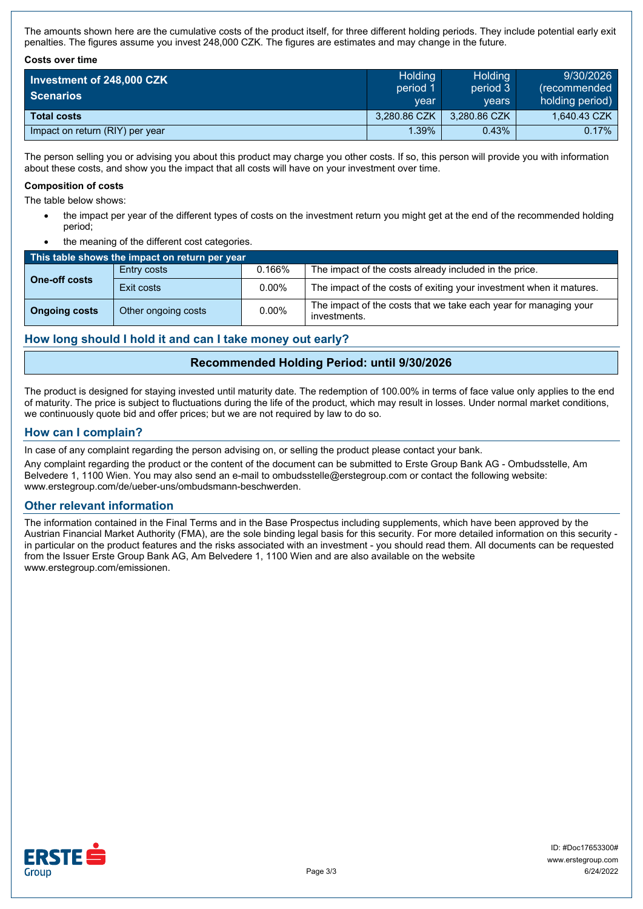The amounts shown here are the cumulative costs of the product itself, for three different holding periods. They include potential early exit penalties. The figures assume you invest 248,000 CZK. The figures are estimates and may change in the future.

**Costs over time**

| Investment of 248,000 CZK Scenarios | Holding period 1 year | Holding period 3 years | 9/30/2026 (recommended holding period) |
|---|---|---|---|
| **Total costs** | 3,280.86 CZK | 3,280.86 CZK | 1,640.43 CZK |
| Impact on return (RIY) per year | 1.39% | 0.43% | 0.17% |

The person selling you or advising you about this product may charge you other costs. If so, this person will provide you with information about these costs, and show you the impact that all costs will have on your investment over time.

**Composition of costs**

The table below shows:

- the impact per year of the different types of costs on the investment return you might get at the end of the recommended holding period;
- the meaning of the different cost categories.

| This table shows the impact on return per year | | | |
|---|---|---|---|
| **One-off costs** | Entry costs | 0.166% | The impact of the costs already included in the price. |
| | Exit costs | 0.00% | The impact of the costs of exiting your investment when it matures. |
| **Ongoing costs** | Other ongoing costs | 0.00% | The impact of the costs that we take each year for managing your investments. |

## How long should I hold it and can I take money out early?

**Recommended Holding Period: until 9/30/2026**

The product is designed for staying invested until maturity date. The redemption of 100.00% in terms of face value only applies to the end of maturity. The price is subject to fluctuations during the life of the product, which may result in losses. Under normal market conditions, we continuously quote bid and offer prices; but we are not required by law to do so.

## How can I complain?

In case of any complaint regarding the person advising on, or selling the product please contact your bank.

Any complaint regarding the product or the content of the document can be submitted to Erste Group Bank AG - Ombudsstelle, Am Belvedere 1, 1100 Wien. You may also send an e-mail to ombudsstelle@erstegroup.com or contact the following website: www.erstegroup.com/de/ueber-uns/ombudsmann-beschwerden.

## Other relevant information

The information contained in the Final Terms and in the Base Prospectus including supplements, which have been approved by the Austrian Financial Market Authority (FMA), are the sole binding legal basis for this security. For more detailed information on this security - in particular on the product features and the risks associated with an investment - you should read them. All documents can be requested from the Issuer Erste Group Bank AG, Am Belvedere 1, 1100 Wien and are also available on the website www.erstegroup.com/emissionen.

ID: #Doc17653300#
www.erstegroup.com
6/24/2022